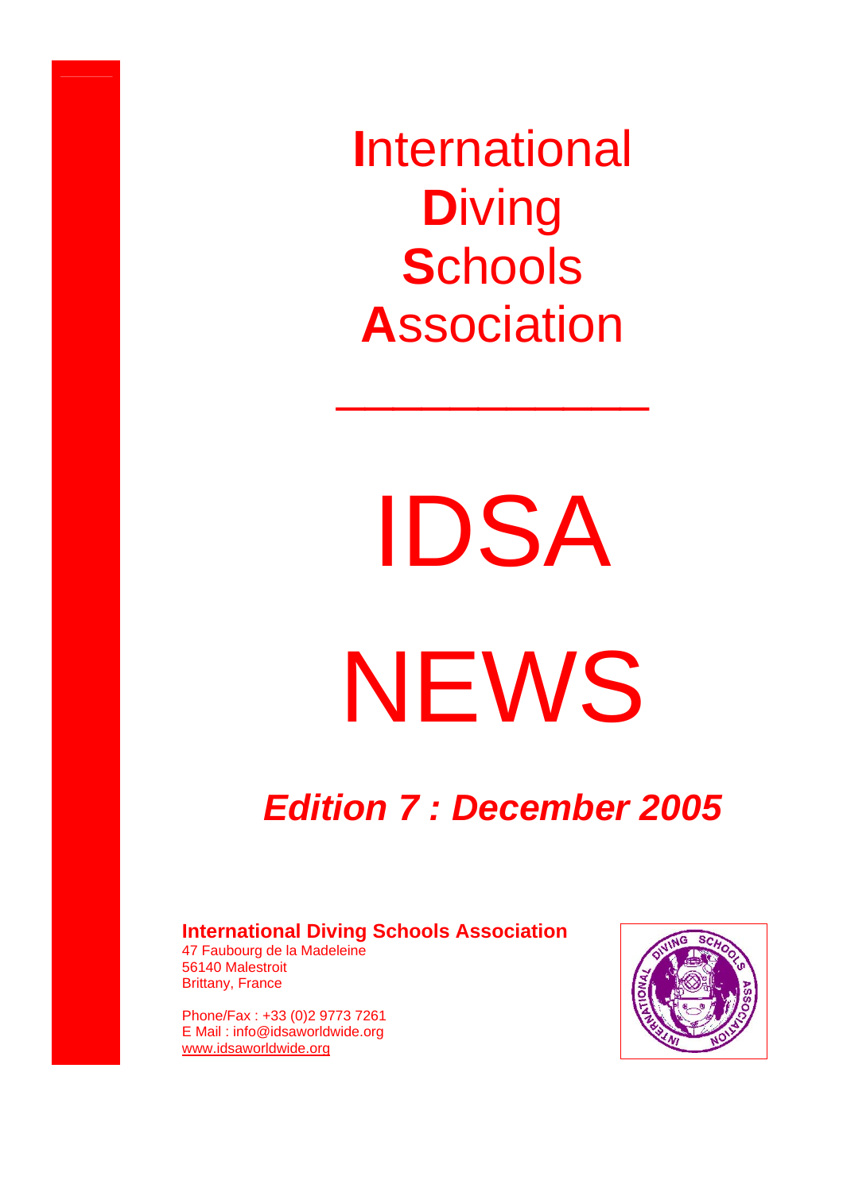# **I**nternational **D**iving **S**chools **A**ssociation

---

# IDSA NEWS

## *Edition 7 : December 2005*

**International Diving Schools Association**
47 Faubourg de la Madeleine
56140 Malestroit
Brittany, France

Phone/Fax : +33 (0)2 9773 7261
E Mail : info@idsaworldwide.org
www.idsaworldwide.org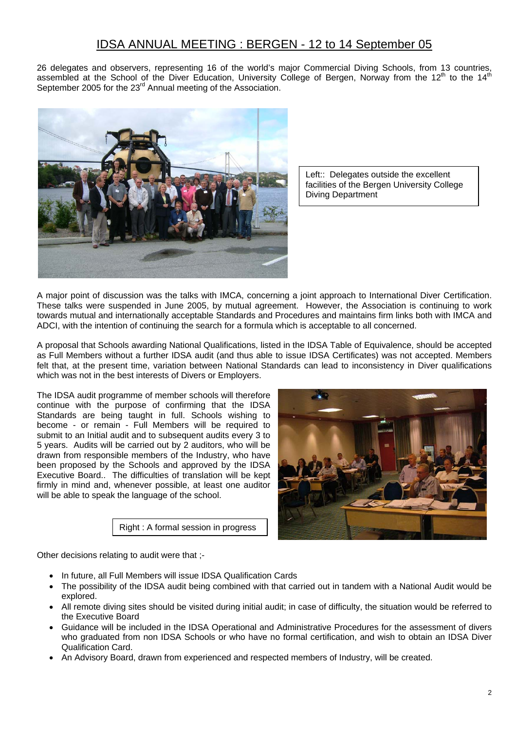# IDSA ANNUAL MEETING : BERGEN - 12 to 14 September 05

26 delegates and observers, representing 16 of the world's major Commercial Diving Schools, from 13 countries, assembled at the School of the Diver Education, University College of Bergen, Norway from the 12th to the 14th September 2005 for the 23rd Annual meeting of the Association.

Left:: Delegates outside the excellent facilities of the Bergen University College Diving Department

A major point of discussion was the talks with IMCA, concerning a joint approach to International Diver Certification. These talks were suspended in June 2005, by mutual agreement. However, the Association is continuing to work towards mutual and internationally acceptable Standards and Procedures and maintains firm links both with IMCA and ADCI, with the intention of continuing the search for a formula which is acceptable to all concerned.

A proposal that Schools awarding National Qualifications, listed in the IDSA Table of Equivalence, should be accepted as Full Members without a further IDSA audit (and thus able to issue IDSA Certificates) was not accepted. Members felt that, at the present time, variation between National Standards can lead to inconsistency in Diver qualifications which was not in the best interests of Divers or Employers.

The IDSA audit programme of member schools will therefore continue with the purpose of confirming that the IDSA Standards are being taught in full. Schools wishing to become - or remain - Full Members will be required to submit to an Initial audit and to subsequent audits every 3 to 5 years. Audits will be carried out by 2 auditors, who will be drawn from responsible members of the Industry, who have been proposed by the Schools and approved by the IDSA Executive Board.. The difficulties of translation will be kept firmly in mind and, whenever possible, at least one auditor will be able to speak the language of the school.

Right : A formal session in progress

Other decisions relating to audit were that ;-

- In future, all Full Members will issue IDSA Qualification Cards
- The possibility of the IDSA audit being combined with that carried out in tandem with a National Audit would be explored.
- All remote diving sites should be visited during initial audit; in case of difficulty, the situation would be referred to the Executive Board
- Guidance will be included in the IDSA Operational and Administrative Procedures for the assessment of divers who graduated from non IDSA Schools or who have no formal certification, and wish to obtain an IDSA Diver Qualification Card.
- An Advisory Board, drawn from experienced and respected members of Industry, will be created.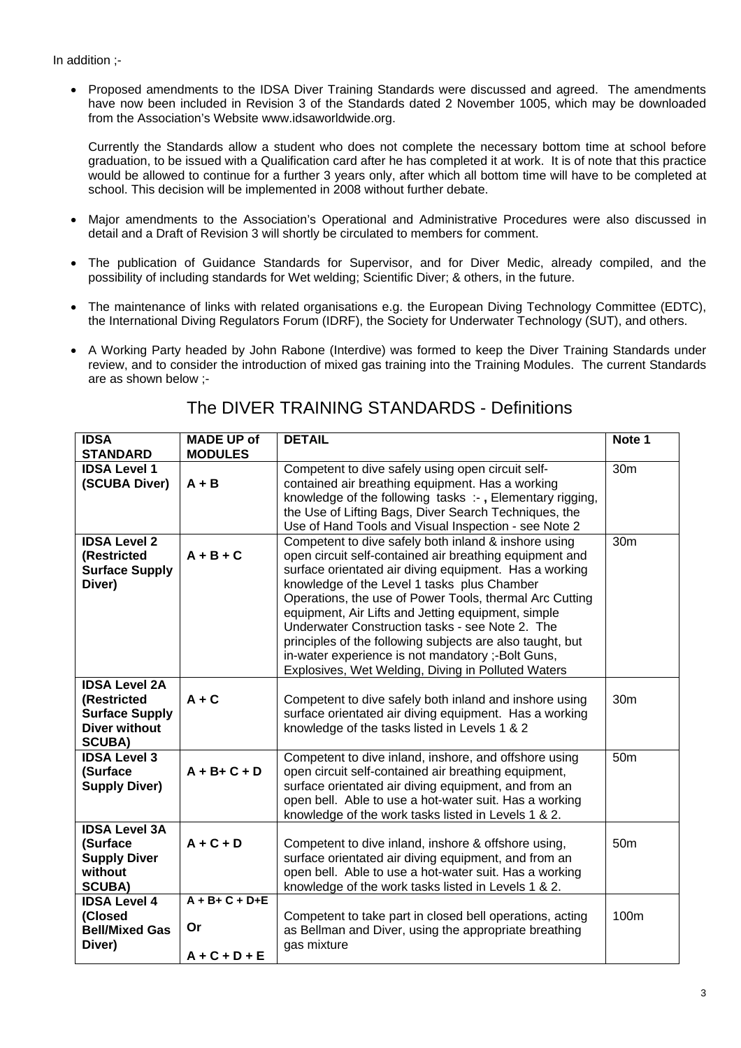In addition ;-

- Proposed amendments to the IDSA Diver Training Standards were discussed and agreed. The amendments have now been included in Revision 3 of the Standards dated 2 November 1005, which may be downloaded from the Association's Website www.idsaworldwide.org.

  Currently the Standards allow a student who does not complete the necessary bottom time at school before graduation, to be issued with a Qualification card after he has completed it at work. It is of note that this practice would be allowed to continue for a further 3 years only, after which all bottom time will have to be completed at school. This decision will be implemented in 2008 without further debate.

- Major amendments to the Association's Operational and Administrative Procedures were also discussed in detail and a Draft of Revision 3 will shortly be circulated to members for comment.

- The publication of Guidance Standards for Supervisor, and for Diver Medic, already compiled, and the possibility of including standards for Wet welding; Scientific Diver; & others, in the future.

- The maintenance of links with related organisations e.g. the European Diving Technology Committee (EDTC), the International Diving Regulators Forum (IDRF), the Society for Underwater Technology (SUT), and others.

- A Working Party headed by John Rabone (Interdive) was formed to keep the Diver Training Standards under review, and to consider the introduction of mixed gas training into the Training Modules. The current Standards are as shown below ;-

## The DIVER TRAINING STANDARDS - Definitions

| IDSA STANDARD | MADE UP of MODULES | DETAIL | Note 1 |
|---|---|---|---|
| **IDSA Level 1 (SCUBA Diver)** | **A + B** | Competent to dive safely using open circuit self-contained air breathing equipment. Has a working knowledge of the following tasks :- **,** Elementary rigging, the Use of Lifting Bags, Diver Search Techniques, the Use of Hand Tools and Visual Inspection - see Note 2 | 30m |
| **IDSA Level 2 (Restricted Surface Supply Diver)** | **A + B + C** | Competent to dive safely both inland & inshore using open circuit self-contained air breathing equipment and surface orientated air diving equipment. Has a working knowledge of the Level 1 tasks plus Chamber Operations, the use of Power Tools, thermal Arc Cutting equipment, Air Lifts and Jetting equipment, simple Underwater Construction tasks - see Note 2. The principles of the following subjects are also taught, but in-water experience is not mandatory ;-Bolt Guns, Explosives, Wet Welding, Diving in Polluted Waters | 30m |
| **IDSA Level 2A (Restricted Surface Supply Diver without SCUBA)** | **A + C** | Competent to dive safely both inland and inshore using surface orientated air diving equipment. Has a working knowledge of the tasks listed in Levels 1 & 2 | 30m |
| **IDSA Level 3 (Surface Supply Diver)** | **A + B+ C + D** | Competent to dive inland, inshore, and offshore using open circuit self-contained air breathing equipment, surface orientated air diving equipment, and from an open bell. Able to use a hot-water suit. Has a working knowledge of the work tasks listed in Levels 1 & 2. | 50m |
| **IDSA Level 3A (Surface Supply Diver without SCUBA)** | **A + C + D** | Competent to dive inland, inshore & offshore using, surface orientated air diving equipment, and from an open bell. Able to use a hot-water suit. Has a working knowledge of the work tasks listed in Levels 1 & 2. | 50m |
| **IDSA Level 4 (Closed Bell/Mixed Gas Diver)** | **A + B+ C + D+E** **Or** **A + C + D + E** | Competent to take part in closed bell operations, acting as Bellman and Diver, using the appropriate breathing gas mixture | 100m |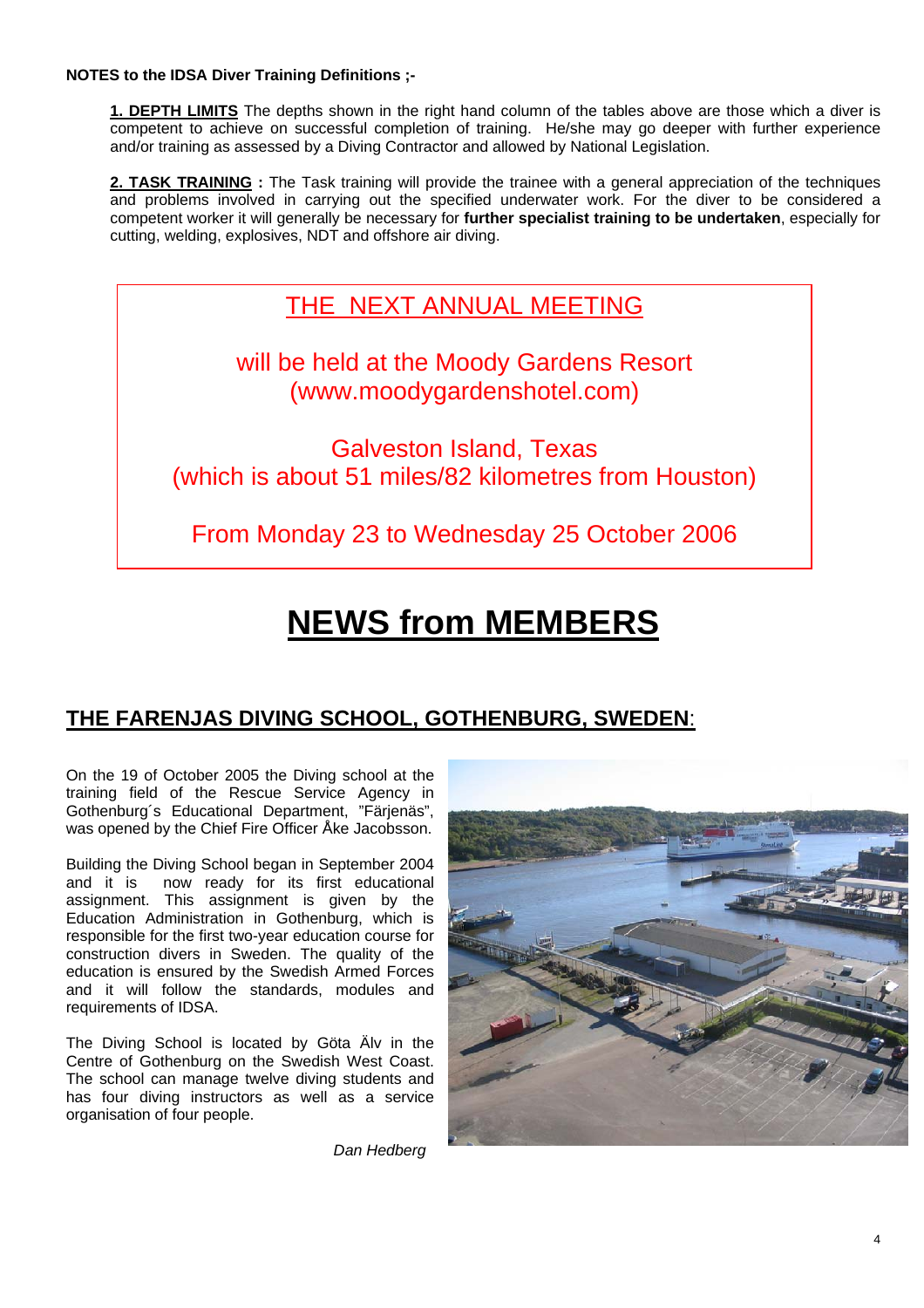**NOTES to the IDSA Diver Training Definitions ;-**

**1. DEPTH LIMITS** The depths shown in the right hand column of the tables above are those which a diver is competent to achieve on successful completion of training. He/she may go deeper with further experience and/or training as assessed by a Diving Contractor and allowed by National Legislation.

**2. TASK TRAINING :** The Task training will provide the trainee with a general appreciation of the techniques and problems involved in carrying out the specified underwater work. For the diver to be considered a competent worker it will generally be necessary for **further specialist training to be undertaken**, especially for cutting, welding, explosives, NDT and offshore air diving.

THE NEXT ANNUAL MEETING

will be held at the Moody Gardens Resort (www.moodygardenshotel.com)

Galveston Island, Texas (which is about 51 miles/82 kilometres from Houston)

From Monday 23 to Wednesday 25 October 2006

# NEWS from MEMBERS

## THE FARENJAS DIVING SCHOOL, GOTHENBURG, SWEDEN:

On the 19 of October 2005 the Diving school at the training field of the Rescue Service Agency in Gothenburg´s Educational Department, "Färjenäs", was opened by the Chief Fire Officer Åke Jacobsson.

Building the Diving School began in September 2004 and it is now ready for its first educational assignment. This assignment is given by the Education Administration in Gothenburg, which is responsible for the first two-year education course for construction divers in Sweden. The quality of the education is ensured by the Swedish Armed Forces and it will follow the standards, modules and requirements of IDSA.

The Diving School is located by Göta Älv in the Centre of Gothenburg on the Swedish West Coast. The school can manage twelve diving students and has four diving instructors as well as a service organisation of four people.

*Dan Hedberg*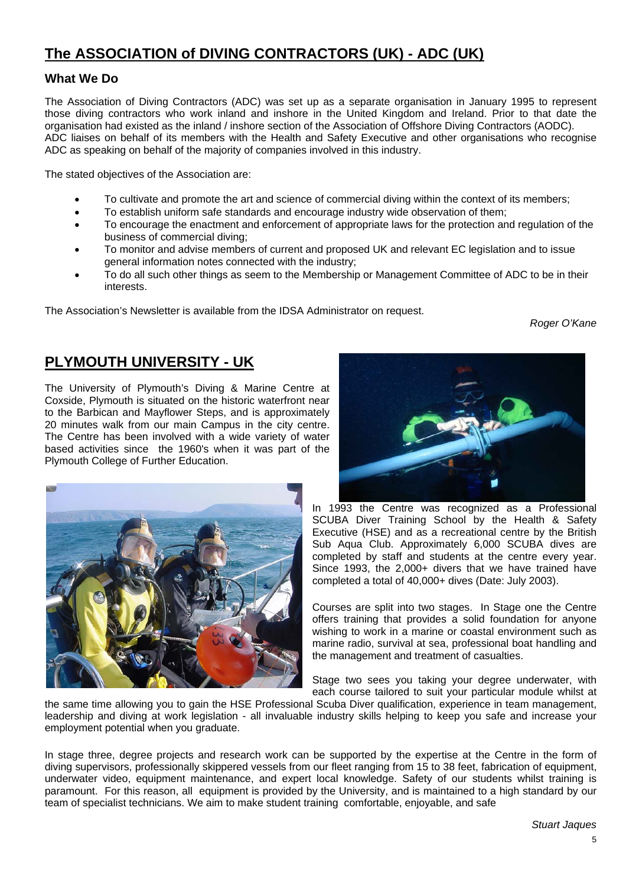## The ASSOCIATION of DIVING CONTRACTORS (UK) - ADC (UK)

### What We Do

The Association of Diving Contractors (ADC) was set up as a separate organisation in January 1995 to represent those diving contractors who work inland and inshore in the United Kingdom and Ireland. Prior to that date the organisation had existed as the inland / inshore section of the Association of Offshore Diving Contractors (AODC).
ADC liaises on behalf of its members with the Health and Safety Executive and other organisations who recognise ADC as speaking on behalf of the majority of companies involved in this industry.

The stated objectives of the Association are:

- To cultivate and promote the art and science of commercial diving within the context of its members;
- To establish uniform safe standards and encourage industry wide observation of them;
- To encourage the enactment and enforcement of appropriate laws for the protection and regulation of the business of commercial diving;
- To monitor and advise members of current and proposed UK and relevant EC legislation and to issue general information notes connected with the industry;
- To do all such other things as seem to the Membership or Management Committee of ADC to be in their interests.

The Association's Newsletter is available from the IDSA Administrator on request.

*Roger O'Kane*

## PLYMOUTH UNIVERSITY - UK

The University of Plymouth's Diving & Marine Centre at Coxside, Plymouth is situated on the historic waterfront near to the Barbican and Mayflower Steps, and is approximately 20 minutes walk from our main Campus in the city centre. The Centre has been involved with a wide variety of water based activities since the 1960's when it was part of the Plymouth College of Further Education.

In 1993 the Centre was recognized as a Professional SCUBA Diver Training School by the Health & Safety Executive (HSE) and as a recreational centre by the British Sub Aqua Club. Approximately 6,000 SCUBA dives are completed by staff and students at the centre every year. Since 1993, the 2,000+ divers that we have trained have completed a total of 40,000+ dives (Date: July 2003).

Courses are split into two stages. In Stage one the Centre offers training that provides a solid foundation for anyone wishing to work in a marine or coastal environment such as marine radio, survival at sea, professional boat handling and the management and treatment of casualties.

Stage two sees you taking your degree underwater, with each course tailored to suit your particular module whilst at the same time allowing you to gain the HSE Professional Scuba Diver qualification, experience in team management, leadership and diving at work legislation - all invaluable industry skills helping to keep you safe and increase your employment potential when you graduate.

In stage three, degree projects and research work can be supported by the expertise at the Centre in the form of diving supervisors, professionally skippered vessels from our fleet ranging from 15 to 38 feet, fabrication of equipment, underwater video, equipment maintenance, and expert local knowledge. Safety of our students whilst training is paramount. For this reason, all equipment is provided by the University, and is maintained to a high standard by our team of specialist technicians. We aim to make student training comfortable, enjoyable, and safe

*Stuart Jaques*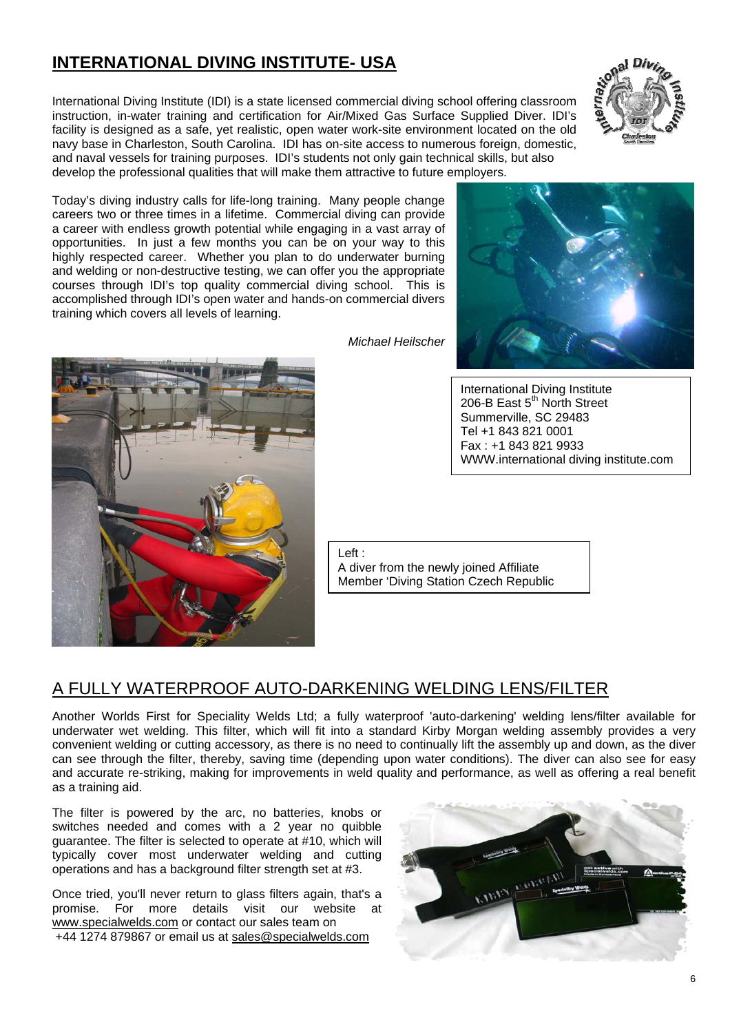## INTERNATIONAL DIVING INSTITUTE- USA

International Diving Institute (IDI) is a state licensed commercial diving school offering classroom instruction, in-water training and certification for Air/Mixed Gas Surface Supplied Diver. IDI's facility is designed as a safe, yet realistic, open water work-site environment located on the old navy base in Charleston, South Carolina. IDI has on-site access to numerous foreign, domestic, and naval vessels for training purposes. IDI's students not only gain technical skills, but also develop the professional qualities that will make them attractive to future employers.

Today's diving industry calls for life-long training. Many people change careers two or three times in a lifetime. Commercial diving can provide a career with endless growth potential while engaging in a vast array of opportunities. In just a few months you can be on your way to this highly respected career. Whether you plan to do underwater burning and welding or non-destructive testing, we can offer you the appropriate courses through IDI's top quality commercial diving school. This is accomplished through IDI's open water and hands-on commercial divers training which covers all levels of learning.

*Michael Heilscher*

International Diving Institute
206-B East 5th North Street
Summerville, SC 29483
Tel +1 843 821 0001
Fax : +1 843 821 9933
WWW.international diving institute.com

Left :
A diver from the newly joined Affiliate Member 'Diving Station Czech Republic

## A FULLY WATERPROOF AUTO-DARKENING WELDING LENS/FILTER

Another Worlds First for Speciality Welds Ltd; a fully waterproof 'auto-darkening' welding lens/filter available for underwater wet welding. This filter, which will fit into a standard Kirby Morgan welding assembly provides a very convenient welding or cutting accessory, as there is no need to continually lift the assembly up and down, as the diver can see through the filter, thereby, saving time (depending upon water conditions). The diver can also see for easy and accurate re-striking, making for improvements in weld quality and performance, as well as offering a real benefit as a training aid.

The filter is powered by the arc, no batteries, knobs or switches needed and comes with a 2 year no quibble guarantee. The filter is selected to operate at #10, which will typically cover most underwater welding and cutting operations and has a background filter strength set at #3.

Once tried, you'll never return to glass filters again, that's a promise. For more details visit our website at www.specialwelds.com or contact our sales team on +44 1274 879867 or email us at sales@specialwelds.com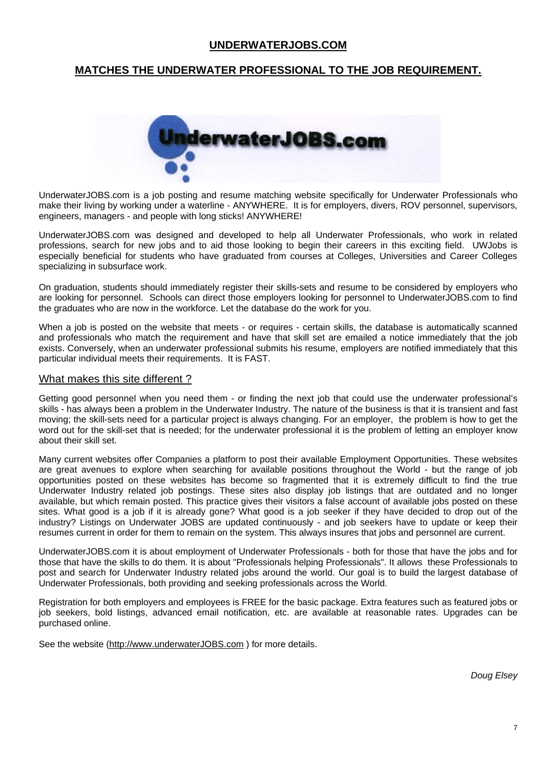## UNDERWATERJOBS.COM

## MATCHES THE UNDERWATER PROFESSIONAL TO THE JOB REQUIREMENT.

UnderwaterJOBS.com is a job posting and resume matching website specifically for Underwater Professionals who make their living by working under a waterline - ANYWHERE. It is for employers, divers, ROV personnel, supervisors, engineers, managers - and people with long sticks! ANYWHERE!

UnderwaterJOBS.com was designed and developed to help all Underwater Professionals, who work in related professions, search for new jobs and to aid those looking to begin their careers in this exciting field. UWJobs is especially beneficial for students who have graduated from courses at Colleges, Universities and Career Colleges specializing in subsurface work.

On graduation, students should immediately register their skills-sets and resume to be considered by employers who are looking for personnel. Schools can direct those employers looking for personnel to UnderwaterJOBS.com to find the graduates who are now in the workforce. Let the database do the work for you.

When a job is posted on the website that meets - or requires - certain skills, the database is automatically scanned and professionals who match the requirement and have that skill set are emailed a notice immediately that the job exists. Conversely, when an underwater professional submits his resume, employers are notified immediately that this particular individual meets their requirements. It is FAST.

### What makes this site different ?

Getting good personnel when you need them - or finding the next job that could use the underwater professional's skills - has always been a problem in the Underwater Industry. The nature of the business is that it is transient and fast moving; the skill-sets need for a particular project is always changing. For an employer, the problem is how to get the word out for the skill-set that is needed; for the underwater professional it is the problem of letting an employer know about their skill set.

Many current websites offer Companies a platform to post their available Employment Opportunities. These websites are great avenues to explore when searching for available positions throughout the World - but the range of job opportunities posted on these websites has become so fragmented that it is extremely difficult to find the true Underwater Industry related job postings. These sites also display job listings that are outdated and no longer available, but which remain posted. This practice gives their visitors a false account of available jobs posted on these sites. What good is a job if it is already gone? What good is a job seeker if they have decided to drop out of the industry? Listings on Underwater JOBS are updated continuously - and job seekers have to update or keep their resumes current in order for them to remain on the system. This always insures that jobs and personnel are current.

UnderwaterJOBS.com it is about employment of Underwater Professionals - both for those that have the jobs and for those that have the skills to do them. It is about "Professionals helping Professionals". It allows these Professionals to post and search for Underwater Industry related jobs around the world. Our goal is to build the largest database of Underwater Professionals, both providing and seeking professionals across the World.

Registration for both employers and employees is FREE for the basic package. Extra features such as featured jobs or job seekers, bold listings, advanced email notification, etc. are available at reasonable rates. Upgrades can be purchased online.

See the website (http://www.underwaterJOBS.com ) for more details.

*Doug Elsey*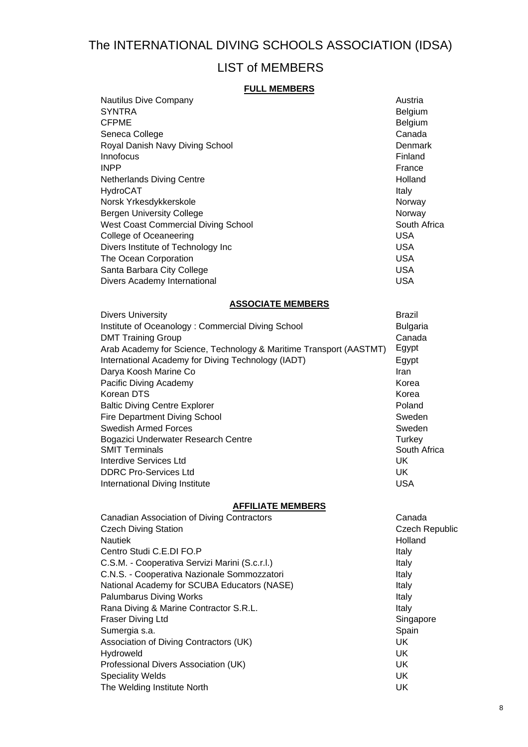# The INTERNATIONAL DIVING SCHOOLS ASSOCIATION (IDSA)

## LIST of MEMBERS

### FULL MEMBERS

| | |
|---|---|
| Nautilus Dive Company | Austria |
| SYNTRA | Belgium |
| CFPME | Belgium |
| Seneca College | Canada |
| Royal Danish Navy Diving School | Denmark |
| Innofocus | Finland |
| INPP | France |
| Netherlands Diving Centre | Holland |
| HydroCAT | Italy |
| Norsk Yrkesdykkerskole | Norway |
| Bergen University College | Norway |
| West Coast Commercial Diving School | South Africa |
| College of Oceaneering | USA |
| Divers Institute of Technology Inc | USA |
| The Ocean Corporation | USA |
| Santa Barbara City College | USA |
| Divers Academy International | USA |

### ASSOCIATE MEMBERS

| | |
|---|---|
| Divers University | Brazil |
| Institute of Oceanology : Commercial Diving School | Bulgaria |
| DMT Training Group | Canada |
| Arab Academy for Science, Technology & Maritime Transport (AASTMT) | Egypt |
| International Academy for Diving Technology (IADT) | Egypt |
| Darya Koosh Marine Co | Iran |
| Pacific Diving Academy | Korea |
| Korean DTS | Korea |
| Baltic Diving Centre Explorer | Poland |
| Fire Department Diving School | Sweden |
| Swedish Armed Forces | Sweden |
| Bogazici Underwater Research Centre | Turkey |
| SMIT Terminals | South Africa |
| Interdive Services Ltd | UK |
| DDRC Pro-Services Ltd | UK |
| International Diving Institute | USA |

### AFFILIATE MEMBERS

| | |
|---|---|
| Canadian Association of Diving Contractors | Canada |
| Czech Diving Station | Czech Republic |
| Nautiek | Holland |
| Centro Studi C.E.DI FO.P | Italy |
| C.S.M. - Cooperativa Servizi Marini (S.c.r.l.) | Italy |
| C.N.S. - Cooperativa Nazionale Sommozzatori | Italy |
| National Academy for SCUBA Educators (NASE) | Italy |
| Palumbarus Diving Works | Italy |
| Rana Diving & Marine Contractor S.R.L. | Italy |
| Fraser Diving Ltd | Singapore |
| Sumergia s.a. | Spain |
| Association of Diving Contractors (UK) | UK |
| Hydroweld | UK |
| Professional Divers Association (UK) | UK |
| Speciality Welds | UK |
| The Welding Institute North | UK |